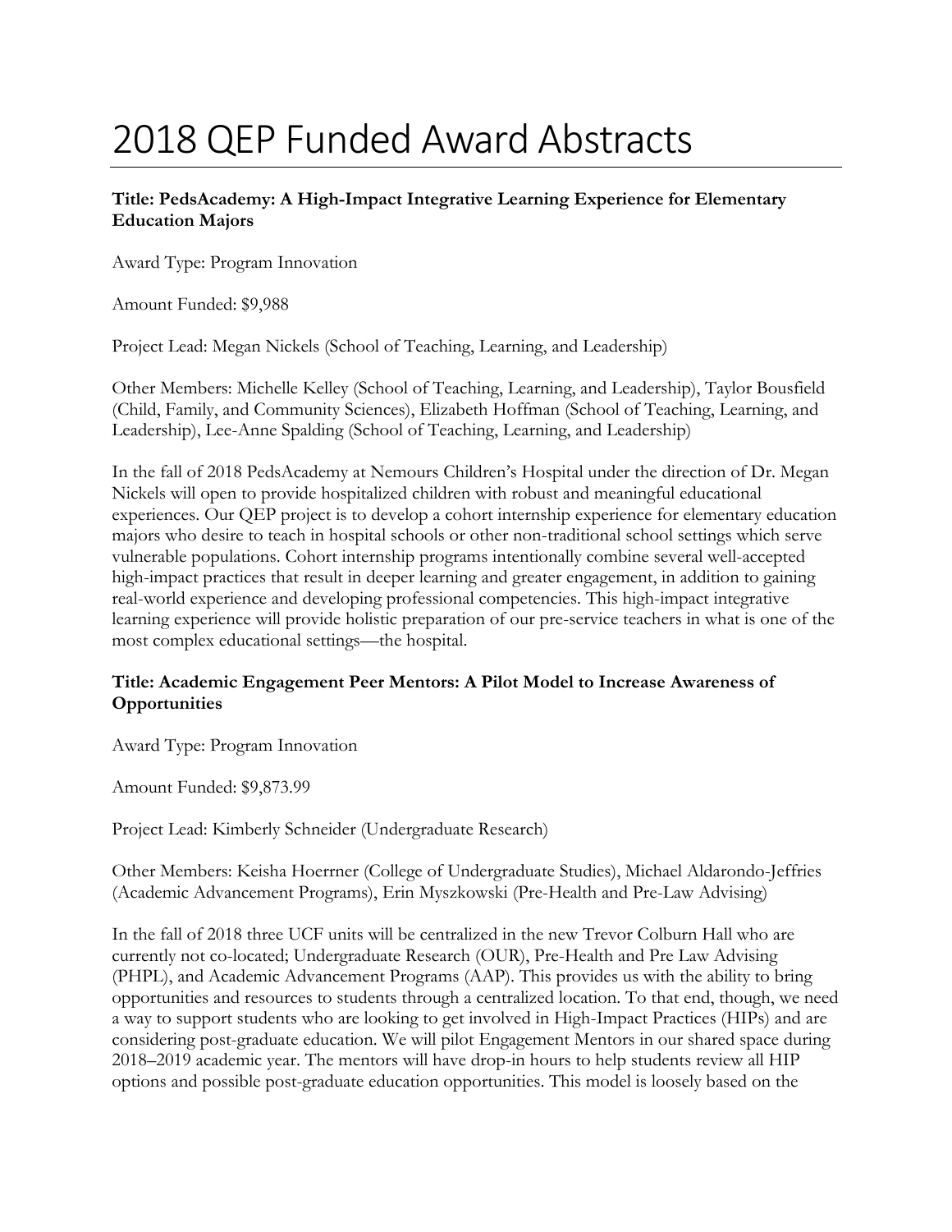# 2018 QEP Funded Award Abstracts

**Title: PedsAcademy: A High-Impact Integrative Learning Experience for Elementary Education Majors**

Award Type: Program Innovation

Amount Funded: $9,988

Project Lead: Megan Nickels (School of Teaching, Learning, and Leadership)

Other Members: Michelle Kelley (School of Teaching, Learning, and Leadership), Taylor Bousfield (Child, Family, and Community Sciences), Elizabeth Hoffman (School of Teaching, Learning, and Leadership), Lee-Anne Spalding (School of Teaching, Learning, and Leadership)

In the fall of 2018 PedsAcademy at Nemours Children's Hospital under the direction of Dr. Megan Nickels will open to provide hospitalized children with robust and meaningful educational experiences. Our QEP project is to develop a cohort internship experience for elementary education majors who desire to teach in hospital schools or other non-traditional school settings which serve vulnerable populations. Cohort internship programs intentionally combine several well-accepted high-impact practices that result in deeper learning and greater engagement, in addition to gaining real-world experience and developing professional competencies. This high-impact integrative learning experience will provide holistic preparation of our pre-service teachers in what is one of the most complex educational settings—the hospital.

**Title: Academic Engagement Peer Mentors: A Pilot Model to Increase Awareness of Opportunities**

Award Type: Program Innovation

Amount Funded: $9,873.99

Project Lead: Kimberly Schneider (Undergraduate Research)

Other Members: Keisha Hoerrner (College of Undergraduate Studies), Michael Aldarondo-Jeffries (Academic Advancement Programs), Erin Myszkowski (Pre-Health and Pre-Law Advising)

In the fall of 2018 three UCF units will be centralized in the new Trevor Colburn Hall who are currently not co-located; Undergraduate Research (OUR), Pre-Health and Pre Law Advising (PHPL), and Academic Advancement Programs (AAP). This provides us with the ability to bring opportunities and resources to students through a centralized location. To that end, though, we need a way to support students who are looking to get involved in High-Impact Practices (HIPs) and are considering post-graduate education. We will pilot Engagement Mentors in our shared space during 2018–2019 academic year. The mentors will have drop-in hours to help students review all HIP options and possible post-graduate education opportunities. This model is loosely based on the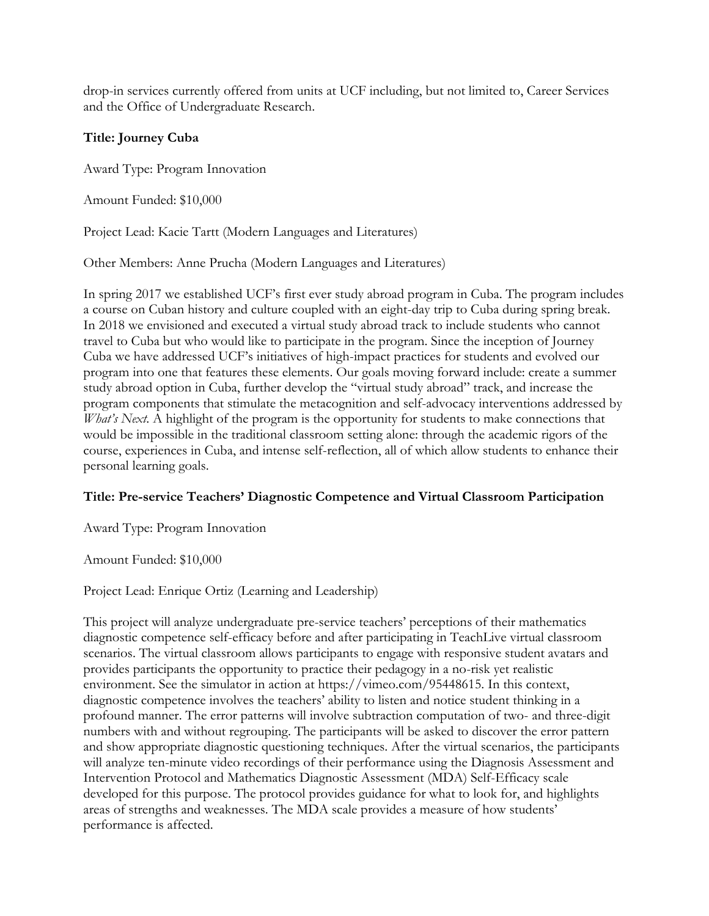drop-in services currently offered from units at UCF including, but not limited to, Career Services and the Office of Undergraduate Research.

**Title: Journey Cuba**

Award Type: Program Innovation

Amount Funded: $10,000

Project Lead: Kacie Tartt (Modern Languages and Literatures)

Other Members: Anne Prucha (Modern Languages and Literatures)

In spring 2017 we established UCF's first ever study abroad program in Cuba. The program includes a course on Cuban history and culture coupled with an eight-day trip to Cuba during spring break. In 2018 we envisioned and executed a virtual study abroad track to include students who cannot travel to Cuba but who would like to participate in the program. Since the inception of Journey Cuba we have addressed UCF's initiatives of high-impact practices for students and evolved our program into one that features these elements. Our goals moving forward include: create a summer study abroad option in Cuba, further develop the "virtual study abroad" track, and increase the program components that stimulate the metacognition and self-advocacy interventions addressed by *What's Next*. A highlight of the program is the opportunity for students to make connections that would be impossible in the traditional classroom setting alone: through the academic rigors of the course, experiences in Cuba, and intense self-reflection, all of which allow students to enhance their personal learning goals.

**Title: Pre-service Teachers' Diagnostic Competence and Virtual Classroom Participation**

Award Type: Program Innovation

Amount Funded: $10,000

Project Lead: Enrique Ortiz (Learning and Leadership)

This project will analyze undergraduate pre-service teachers' perceptions of their mathematics diagnostic competence self-efficacy before and after participating in TeachLive virtual classroom scenarios. The virtual classroom allows participants to engage with responsive student avatars and provides participants the opportunity to practice their pedagogy in a no-risk yet realistic environment. See the simulator in action at https://vimeo.com/95448615. In this context, diagnostic competence involves the teachers' ability to listen and notice student thinking in a profound manner. The error patterns will involve subtraction computation of two- and three-digit numbers with and without regrouping. The participants will be asked to discover the error pattern and show appropriate diagnostic questioning techniques. After the virtual scenarios, the participants will analyze ten-minute video recordings of their performance using the Diagnosis Assessment and Intervention Protocol and Mathematics Diagnostic Assessment (MDA) Self-Efficacy scale developed for this purpose. The protocol provides guidance for what to look for, and highlights areas of strengths and weaknesses. The MDA scale provides a measure of how students' performance is affected.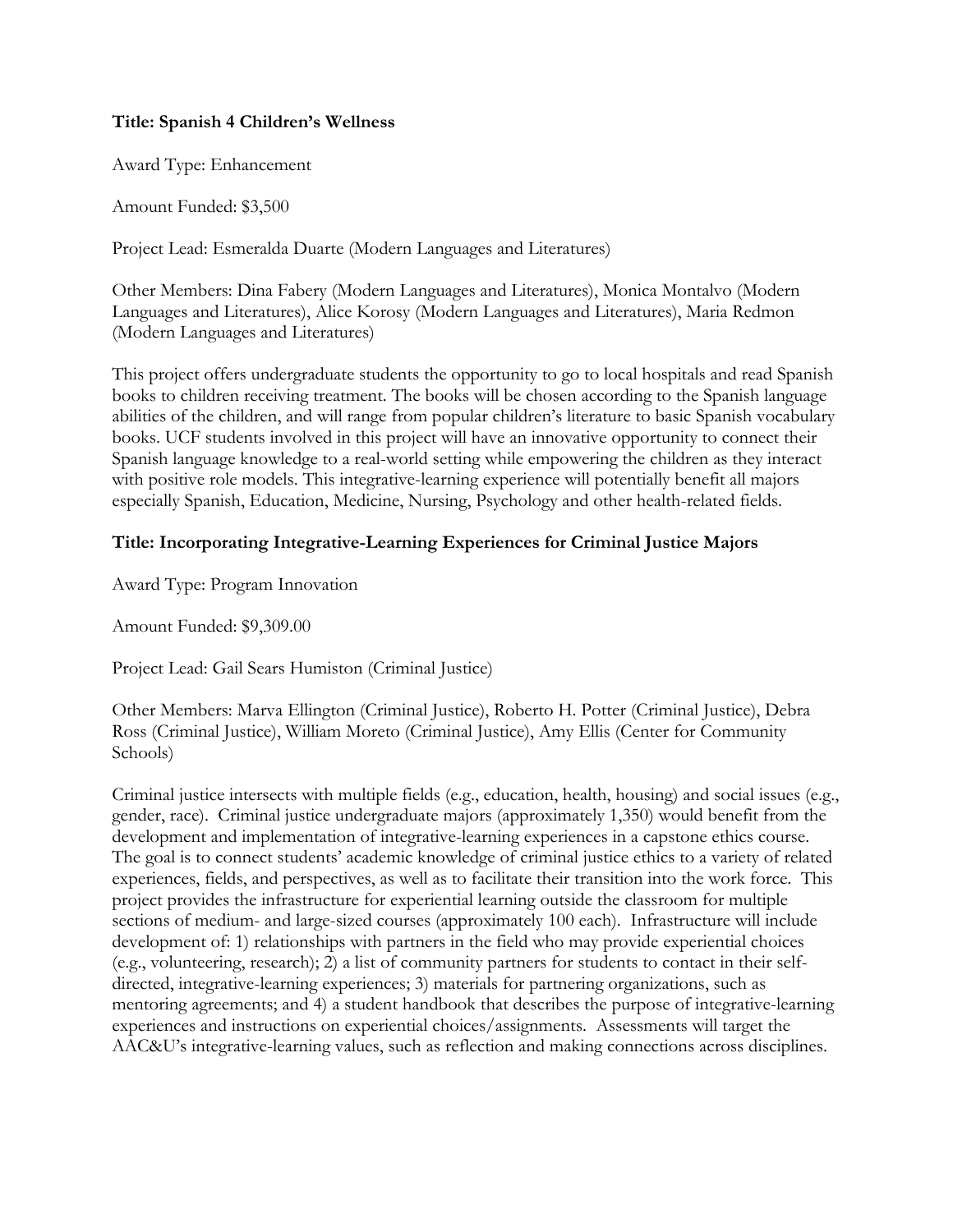**Title: Spanish 4 Children's Wellness**

Award Type: Enhancement

Amount Funded: $3,500

Project Lead: Esmeralda Duarte (Modern Languages and Literatures)

Other Members: Dina Fabery (Modern Languages and Literatures), Monica Montalvo (Modern Languages and Literatures), Alice Korosy (Modern Languages and Literatures), Maria Redmon (Modern Languages and Literatures)

This project offers undergraduate students the opportunity to go to local hospitals and read Spanish books to children receiving treatment. The books will be chosen according to the Spanish language abilities of the children, and will range from popular children's literature to basic Spanish vocabulary books. UCF students involved in this project will have an innovative opportunity to connect their Spanish language knowledge to a real-world setting while empowering the children as they interact with positive role models. This integrative-learning experience will potentially benefit all majors especially Spanish, Education, Medicine, Nursing, Psychology and other health-related fields.

**Title: Incorporating Integrative-Learning Experiences for Criminal Justice Majors**

Award Type: Program Innovation

Amount Funded: $9,309.00

Project Lead: Gail Sears Humiston (Criminal Justice)

Other Members: Marva Ellington (Criminal Justice), Roberto H. Potter (Criminal Justice), Debra Ross (Criminal Justice), William Moreto (Criminal Justice), Amy Ellis (Center for Community Schools)

Criminal justice intersects with multiple fields (e.g., education, health, housing) and social issues (e.g., gender, race). Criminal justice undergraduate majors (approximately 1,350) would benefit from the development and implementation of integrative-learning experiences in a capstone ethics course. The goal is to connect students' academic knowledge of criminal justice ethics to a variety of related experiences, fields, and perspectives, as well as to facilitate their transition into the work force. This project provides the infrastructure for experiential learning outside the classroom for multiple sections of medium- and large-sized courses (approximately 100 each). Infrastructure will include development of: 1) relationships with partners in the field who may provide experiential choices (e.g., volunteering, research); 2) a list of community partners for students to contact in their self-directed, integrative-learning experiences; 3) materials for partnering organizations, such as mentoring agreements; and 4) a student handbook that describes the purpose of integrative-learning experiences and instructions on experiential choices/assignments. Assessments will target the AAC&U's integrative-learning values, such as reflection and making connections across disciplines.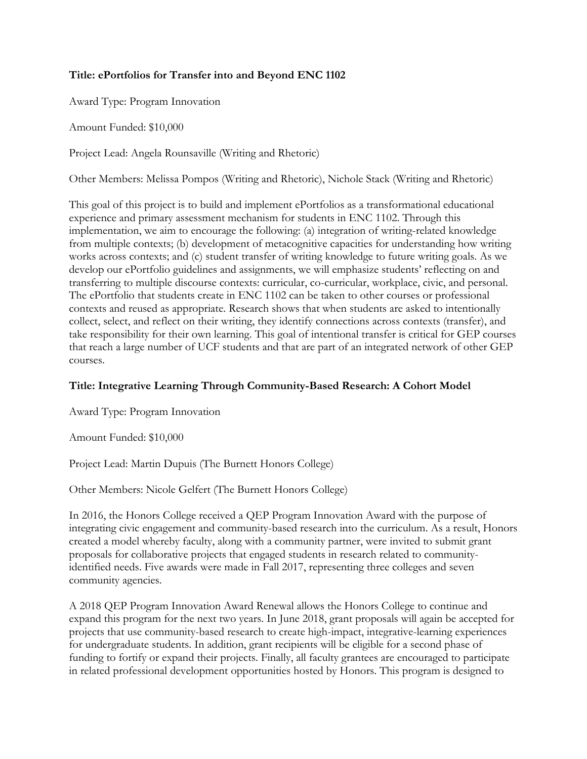**Title: ePortfolios for Transfer into and Beyond ENC 1102**

Award Type: Program Innovation

Amount Funded: $10,000

Project Lead: Angela Rounsaville (Writing and Rhetoric)

Other Members: Melissa Pompos (Writing and Rhetoric), Nichole Stack (Writing and Rhetoric)

This goal of this project is to build and implement ePortfolios as a transformational educational experience and primary assessment mechanism for students in ENC 1102. Through this implementation, we aim to encourage the following: (a) integration of writing-related knowledge from multiple contexts; (b) development of metacognitive capacities for understanding how writing works across contexts; and (c) student transfer of writing knowledge to future writing goals. As we develop our ePortfolio guidelines and assignments, we will emphasize students' reflecting on and transferring to multiple discourse contexts: curricular, co-curricular, workplace, civic, and personal. The ePortfolio that students create in ENC 1102 can be taken to other courses or professional contexts and reused as appropriate. Research shows that when students are asked to intentionally collect, select, and reflect on their writing, they identify connections across contexts (transfer), and take responsibility for their own learning. This goal of intentional transfer is critical for GEP courses that reach a large number of UCF students and that are part of an integrated network of other GEP courses.

**Title: Integrative Learning Through Community-Based Research: A Cohort Model**

Award Type: Program Innovation

Amount Funded: $10,000

Project Lead: Martin Dupuis (The Burnett Honors College)

Other Members: Nicole Gelfert (The Burnett Honors College)

In 2016, the Honors College received a QEP Program Innovation Award with the purpose of integrating civic engagement and community-based research into the curriculum. As a result, Honors created a model whereby faculty, along with a community partner, were invited to submit grant proposals for collaborative projects that engaged students in research related to community-identified needs. Five awards were made in Fall 2017, representing three colleges and seven community agencies.

A 2018 QEP Program Innovation Award Renewal allows the Honors College to continue and expand this program for the next two years. In June 2018, grant proposals will again be accepted for projects that use community-based research to create high-impact, integrative-learning experiences for undergraduate students. In addition, grant recipients will be eligible for a second phase of funding to fortify or expand their projects. Finally, all faculty grantees are encouraged to participate in related professional development opportunities hosted by Honors. This program is designed to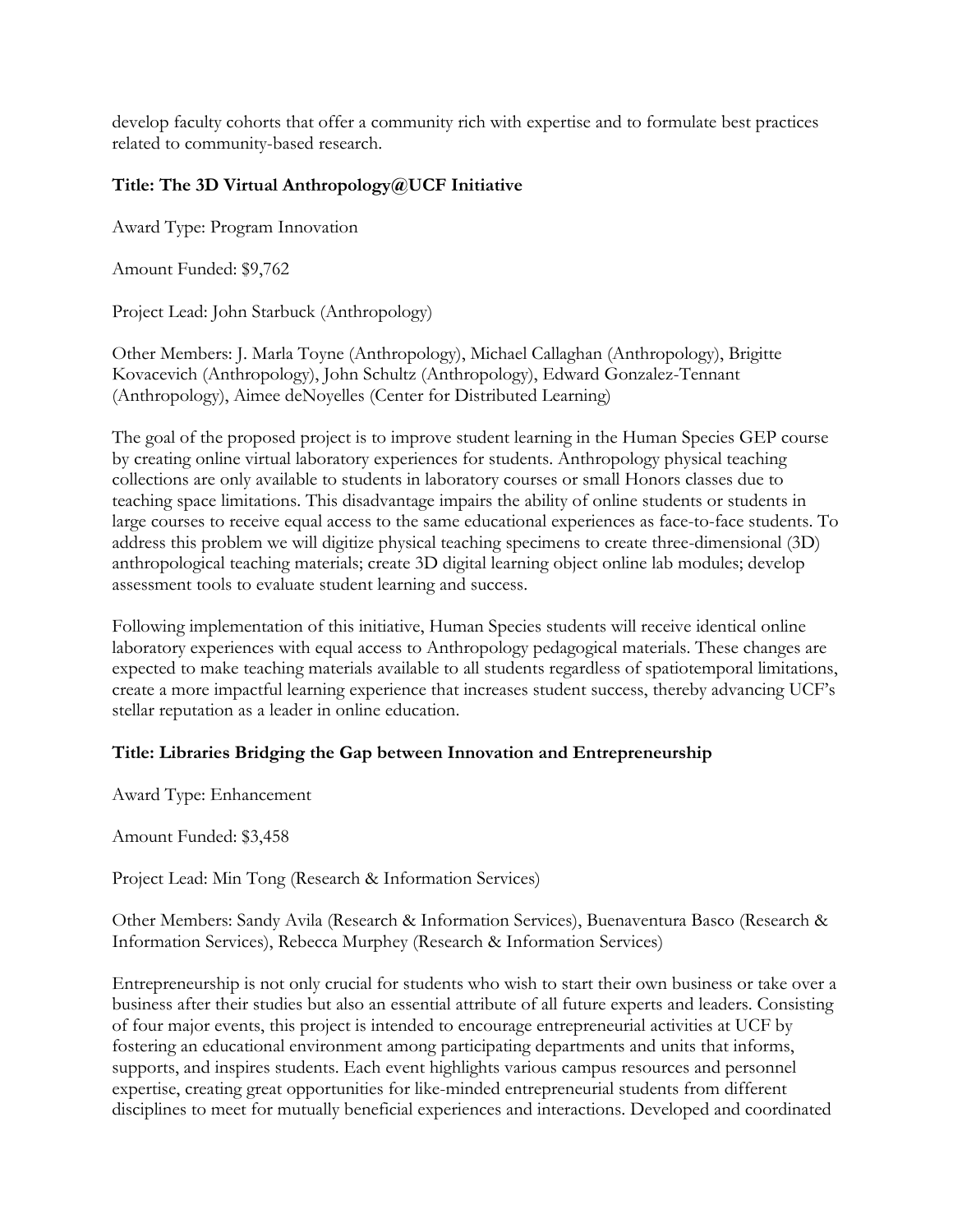develop faculty cohorts that offer a community rich with expertise and to formulate best practices related to community-based research.

**Title: The 3D Virtual Anthropology@UCF Initiative**

Award Type: Program Innovation

Amount Funded: $9,762

Project Lead: John Starbuck (Anthropology)

Other Members: J. Marla Toyne (Anthropology), Michael Callaghan (Anthropology), Brigitte Kovacevich (Anthropology), John Schultz (Anthropology), Edward Gonzalez-Tennant (Anthropology), Aimee deNoyelles (Center for Distributed Learning)

The goal of the proposed project is to improve student learning in the Human Species GEP course by creating online virtual laboratory experiences for students. Anthropology physical teaching collections are only available to students in laboratory courses or small Honors classes due to teaching space limitations. This disadvantage impairs the ability of online students or students in large courses to receive equal access to the same educational experiences as face-to-face students. To address this problem we will digitize physical teaching specimens to create three-dimensional (3D) anthropological teaching materials; create 3D digital learning object online lab modules; develop assessment tools to evaluate student learning and success.

Following implementation of this initiative, Human Species students will receive identical online laboratory experiences with equal access to Anthropology pedagogical materials. These changes are expected to make teaching materials available to all students regardless of spatiotemporal limitations, create a more impactful learning experience that increases student success, thereby advancing UCF's stellar reputation as a leader in online education.

**Title: Libraries Bridging the Gap between Innovation and Entrepreneurship**

Award Type: Enhancement

Amount Funded: $3,458

Project Lead: Min Tong (Research & Information Services)

Other Members: Sandy Avila (Research & Information Services), Buenaventura Basco (Research & Information Services), Rebecca Murphey (Research & Information Services)

Entrepreneurship is not only crucial for students who wish to start their own business or take over a business after their studies but also an essential attribute of all future experts and leaders. Consisting of four major events, this project is intended to encourage entrepreneurial activities at UCF by fostering an educational environment among participating departments and units that informs, supports, and inspires students. Each event highlights various campus resources and personnel expertise, creating great opportunities for like-minded entrepreneurial students from different disciplines to meet for mutually beneficial experiences and interactions. Developed and coordinated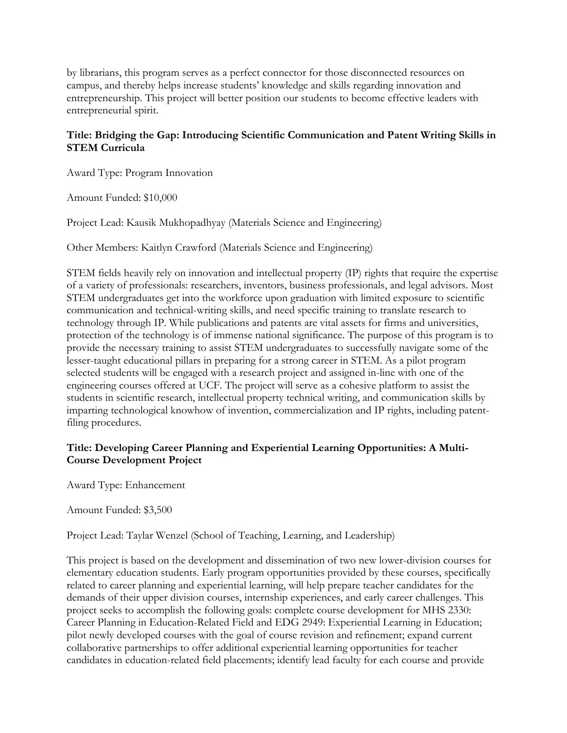by librarians, this program serves as a perfect connector for those disconnected resources on campus, and thereby helps increase students' knowledge and skills regarding innovation and entrepreneurship. This project will better position our students to become effective leaders with entrepreneurial spirit.

**Title: Bridging the Gap: Introducing Scientific Communication and Patent Writing Skills in STEM Curricula**

Award Type: Program Innovation

Amount Funded: $10,000

Project Lead: Kausik Mukhopadhyay (Materials Science and Engineering)

Other Members: Kaitlyn Crawford (Materials Science and Engineering)

STEM fields heavily rely on innovation and intellectual property (IP) rights that require the expertise of a variety of professionals: researchers, inventors, business professionals, and legal advisors. Most STEM undergraduates get into the workforce upon graduation with limited exposure to scientific communication and technical-writing skills, and need specific training to translate research to technology through IP. While publications and patents are vital assets for firms and universities, protection of the technology is of immense national significance. The purpose of this program is to provide the necessary training to assist STEM undergraduates to successfully navigate some of the lesser-taught educational pillars in preparing for a strong career in STEM. As a pilot program selected students will be engaged with a research project and assigned in-line with one of the engineering courses offered at UCF. The project will serve as a cohesive platform to assist the students in scientific research, intellectual property technical writing, and communication skills by imparting technological knowhow of invention, commercialization and IP rights, including patent-filing procedures.

**Title: Developing Career Planning and Experiential Learning Opportunities: A Multi-Course Development Project**

Award Type: Enhancement

Amount Funded: $3,500

Project Lead: Taylar Wenzel (School of Teaching, Learning, and Leadership)

This project is based on the development and dissemination of two new lower-division courses for elementary education students. Early program opportunities provided by these courses, specifically related to career planning and experiential learning, will help prepare teacher candidates for the demands of their upper division courses, internship experiences, and early career challenges. This project seeks to accomplish the following goals: complete course development for MHS 2330: Career Planning in Education-Related Field and EDG 2949: Experiential Learning in Education; pilot newly developed courses with the goal of course revision and refinement; expand current collaborative partnerships to offer additional experiential learning opportunities for teacher candidates in education-related field placements; identify lead faculty for each course and provide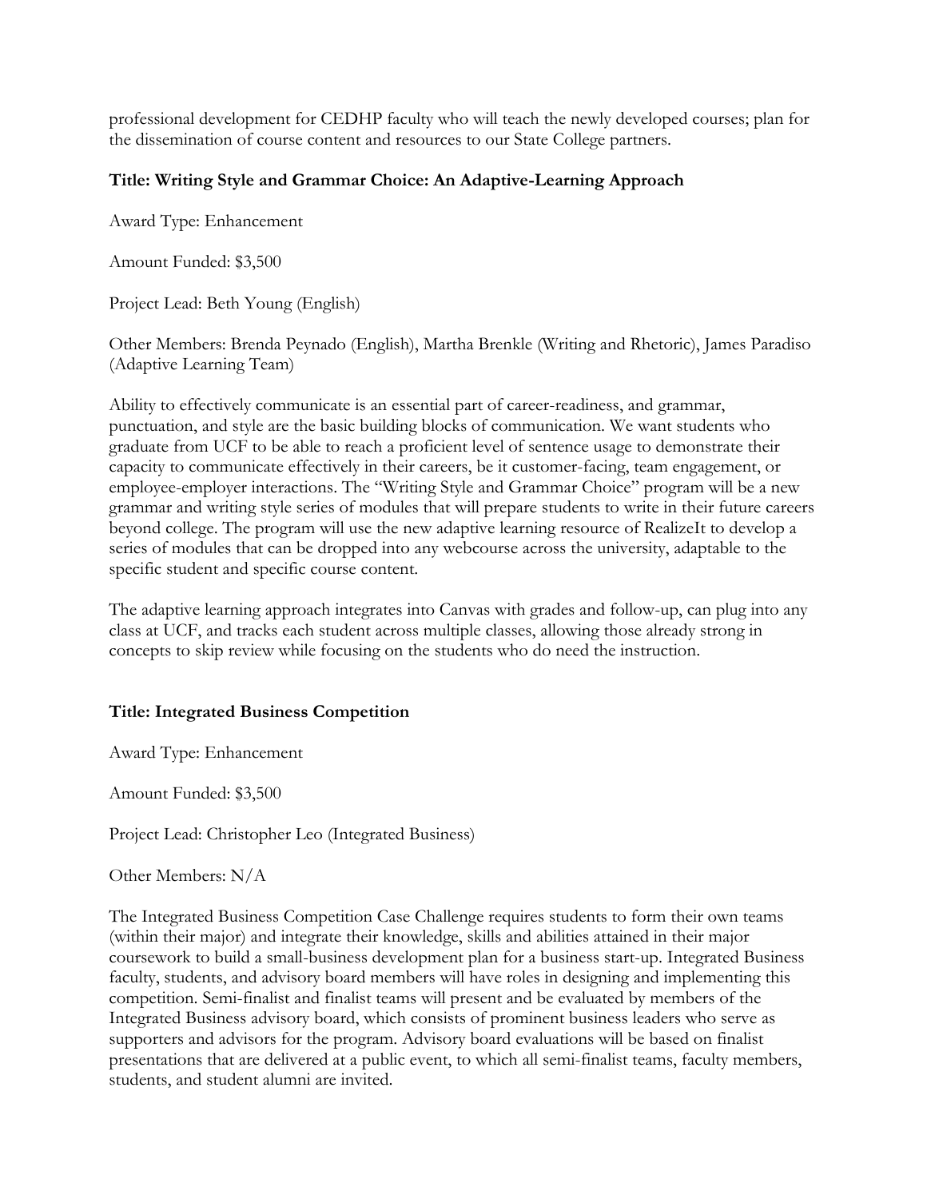professional development for CEDHP faculty who will teach the newly developed courses; plan for the dissemination of course content and resources to our State College partners.

**Title: Writing Style and Grammar Choice: An Adaptive-Learning Approach**

Award Type: Enhancement

Amount Funded: $3,500

Project Lead: Beth Young (English)

Other Members: Brenda Peynado (English), Martha Brenkle (Writing and Rhetoric), James Paradiso (Adaptive Learning Team)

Ability to effectively communicate is an essential part of career-readiness, and grammar, punctuation, and style are the basic building blocks of communication. We want students who graduate from UCF to be able to reach a proficient level of sentence usage to demonstrate their capacity to communicate effectively in their careers, be it customer-facing, team engagement, or employee-employer interactions. The "Writing Style and Grammar Choice" program will be a new grammar and writing style series of modules that will prepare students to write in their future careers beyond college. The program will use the new adaptive learning resource of RealizeIt to develop a series of modules that can be dropped into any webcourse across the university, adaptable to the specific student and specific course content.

The adaptive learning approach integrates into Canvas with grades and follow-up, can plug into any class at UCF, and tracks each student across multiple classes, allowing those already strong in concepts to skip review while focusing on the students who do need the instruction.

**Title: Integrated Business Competition**

Award Type: Enhancement

Amount Funded: $3,500

Project Lead: Christopher Leo (Integrated Business)

Other Members: N/A

The Integrated Business Competition Case Challenge requires students to form their own teams (within their major) and integrate their knowledge, skills and abilities attained in their major coursework to build a small-business development plan for a business start-up. Integrated Business faculty, students, and advisory board members will have roles in designing and implementing this competition. Semi-finalist and finalist teams will present and be evaluated by members of the Integrated Business advisory board, which consists of prominent business leaders who serve as supporters and advisors for the program. Advisory board evaluations will be based on finalist presentations that are delivered at a public event, to which all semi-finalist teams, faculty members, students, and student alumni are invited.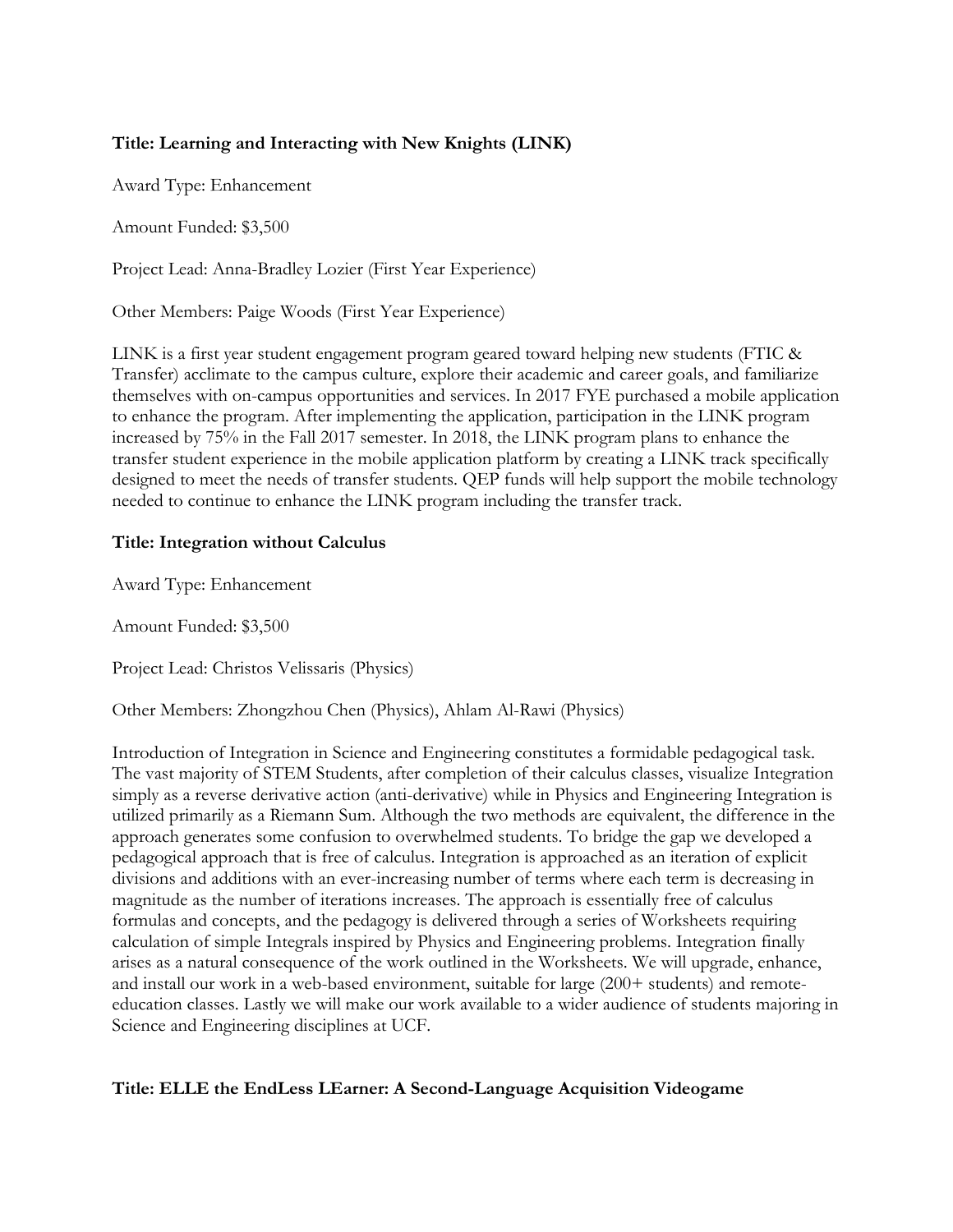**Title: Learning and Interacting with New Knights (LINK)**

Award Type: Enhancement

Amount Funded: $3,500

Project Lead: Anna-Bradley Lozier (First Year Experience)

Other Members: Paige Woods (First Year Experience)

LINK is a first year student engagement program geared toward helping new students (FTIC & Transfer) acclimate to the campus culture, explore their academic and career goals, and familiarize themselves with on-campus opportunities and services. In 2017 FYE purchased a mobile application to enhance the program. After implementing the application, participation in the LINK program increased by 75% in the Fall 2017 semester. In 2018, the LINK program plans to enhance the transfer student experience in the mobile application platform by creating a LINK track specifically designed to meet the needs of transfer students. QEP funds will help support the mobile technology needed to continue to enhance the LINK program including the transfer track.

**Title: Integration without Calculus**

Award Type: Enhancement

Amount Funded: $3,500

Project Lead: Christos Velissaris (Physics)

Other Members: Zhongzhou Chen (Physics), Ahlam Al-Rawi (Physics)

Introduction of Integration in Science and Engineering constitutes a formidable pedagogical task. The vast majority of STEM Students, after completion of their calculus classes, visualize Integration simply as a reverse derivative action (anti-derivative) while in Physics and Engineering Integration is utilized primarily as a Riemann Sum. Although the two methods are equivalent, the difference in the approach generates some confusion to overwhelmed students. To bridge the gap we developed a pedagogical approach that is free of calculus. Integration is approached as an iteration of explicit divisions and additions with an ever-increasing number of terms where each term is decreasing in magnitude as the number of iterations increases. The approach is essentially free of calculus formulas and concepts, and the pedagogy is delivered through a series of Worksheets requiring calculation of simple Integrals inspired by Physics and Engineering problems. Integration finally arises as a natural consequence of the work outlined in the Worksheets. We will upgrade, enhance, and install our work in a web-based environment, suitable for large (200+ students) and remote-education classes. Lastly we will make our work available to a wider audience of students majoring in Science and Engineering disciplines at UCF.

**Title: ELLE the EndLess LEarner: A Second-Language Acquisition Videogame**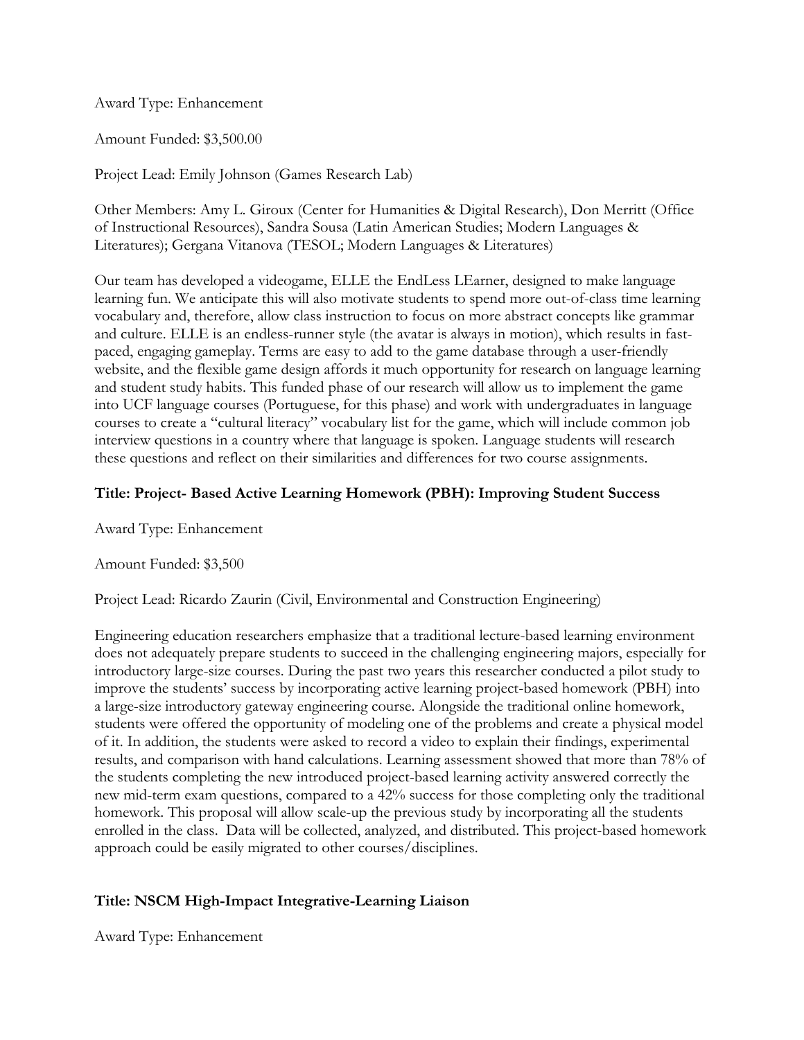Award Type: Enhancement

Amount Funded: $3,500.00

Project Lead: Emily Johnson (Games Research Lab)

Other Members: Amy L. Giroux (Center for Humanities & Digital Research), Don Merritt (Office of Instructional Resources), Sandra Sousa (Latin American Studies; Modern Languages & Literatures); Gergana Vitanova (TESOL; Modern Languages & Literatures)

Our team has developed a videogame, ELLE the EndLess LEarner, designed to make language learning fun. We anticipate this will also motivate students to spend more out-of-class time learning vocabulary and, therefore, allow class instruction to focus on more abstract concepts like grammar and culture. ELLE is an endless-runner style (the avatar is always in motion), which results in fast-paced, engaging gameplay. Terms are easy to add to the game database through a user-friendly website, and the flexible game design affords it much opportunity for research on language learning and student study habits. This funded phase of our research will allow us to implement the game into UCF language courses (Portuguese, for this phase) and work with undergraduates in language courses to create a "cultural literacy" vocabulary list for the game, which will include common job interview questions in a country where that language is spoken. Language students will research these questions and reflect on their similarities and differences for two course assignments.

### Title: Project- Based Active Learning Homework (PBH): Improving Student Success

Award Type: Enhancement

Amount Funded: $3,500

Project Lead: Ricardo Zaurin (Civil, Environmental and Construction Engineering)

Engineering education researchers emphasize that a traditional lecture-based learning environment does not adequately prepare students to succeed in the challenging engineering majors, especially for introductory large-size courses. During the past two years this researcher conducted a pilot study to improve the students' success by incorporating active learning project-based homework (PBH) into a large-size introductory gateway engineering course. Alongside the traditional online homework, students were offered the opportunity of modeling one of the problems and create a physical model of it. In addition, the students were asked to record a video to explain their findings, experimental results, and comparison with hand calculations. Learning assessment showed that more than 78% of the students completing the new introduced project-based learning activity answered correctly the new mid-term exam questions, compared to a 42% success for those completing only the traditional homework. This proposal will allow scale-up the previous study by incorporating all the students enrolled in the class. Data will be collected, analyzed, and distributed. This project-based homework approach could be easily migrated to other courses/disciplines.

### Title: NSCM High-Impact Integrative-Learning Liaison

Award Type: Enhancement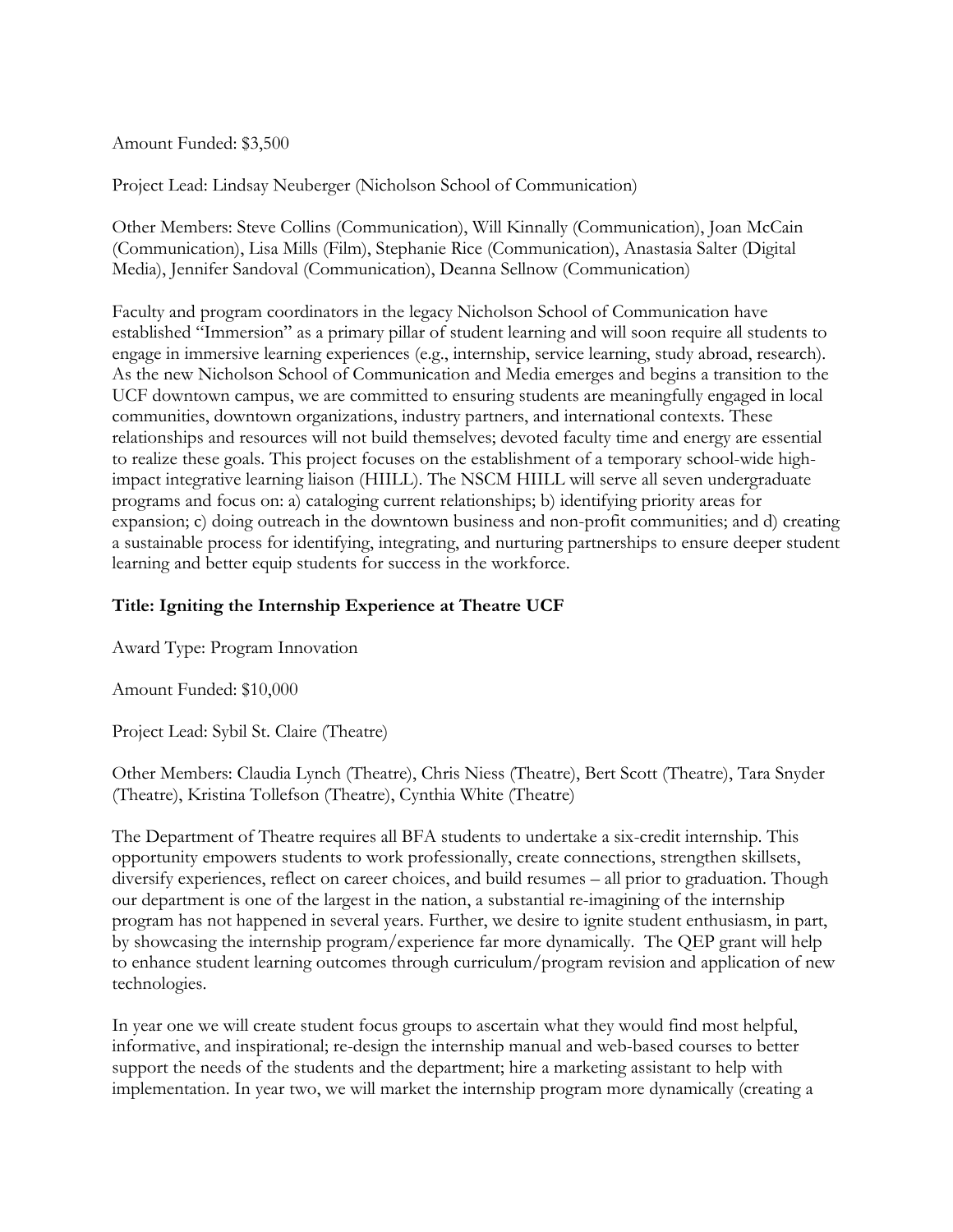Amount Funded: $3,500

Project Lead: Lindsay Neuberger (Nicholson School of Communication)

Other Members: Steve Collins (Communication), Will Kinnally (Communication), Joan McCain (Communication), Lisa Mills (Film), Stephanie Rice (Communication), Anastasia Salter (Digital Media), Jennifer Sandoval (Communication), Deanna Sellnow (Communication)

Faculty and program coordinators in the legacy Nicholson School of Communication have established "Immersion" as a primary pillar of student learning and will soon require all students to engage in immersive learning experiences (e.g., internship, service learning, study abroad, research). As the new Nicholson School of Communication and Media emerges and begins a transition to the UCF downtown campus, we are committed to ensuring students are meaningfully engaged in local communities, downtown organizations, industry partners, and international contexts. These relationships and resources will not build themselves; devoted faculty time and energy are essential to realize these goals. This project focuses on the establishment of a temporary school-wide high-impact integrative learning liaison (HIILL). The NSCM HIILL will serve all seven undergraduate programs and focus on: a) cataloging current relationships; b) identifying priority areas for expansion; c) doing outreach in the downtown business and non-profit communities; and d) creating a sustainable process for identifying, integrating, and nurturing partnerships to ensure deeper student learning and better equip students for success in the workforce.

**Title: Igniting the Internship Experience at Theatre UCF**

Award Type: Program Innovation

Amount Funded: $10,000

Project Lead: Sybil St. Claire (Theatre)

Other Members: Claudia Lynch (Theatre), Chris Niess (Theatre), Bert Scott (Theatre), Tara Snyder (Theatre), Kristina Tollefson (Theatre), Cynthia White (Theatre)

The Department of Theatre requires all BFA students to undertake a six-credit internship. This opportunity empowers students to work professionally, create connections, strengthen skillsets, diversify experiences, reflect on career choices, and build resumes – all prior to graduation. Though our department is one of the largest in the nation, a substantial re-imagining of the internship program has not happened in several years. Further, we desire to ignite student enthusiasm, in part, by showcasing the internship program/experience far more dynamically. The QEP grant will help to enhance student learning outcomes through curriculum/program revision and application of new technologies.

In year one we will create student focus groups to ascertain what they would find most helpful, informative, and inspirational; re-design the internship manual and web-based courses to better support the needs of the students and the department; hire a marketing assistant to help with implementation. In year two, we will market the internship program more dynamically (creating a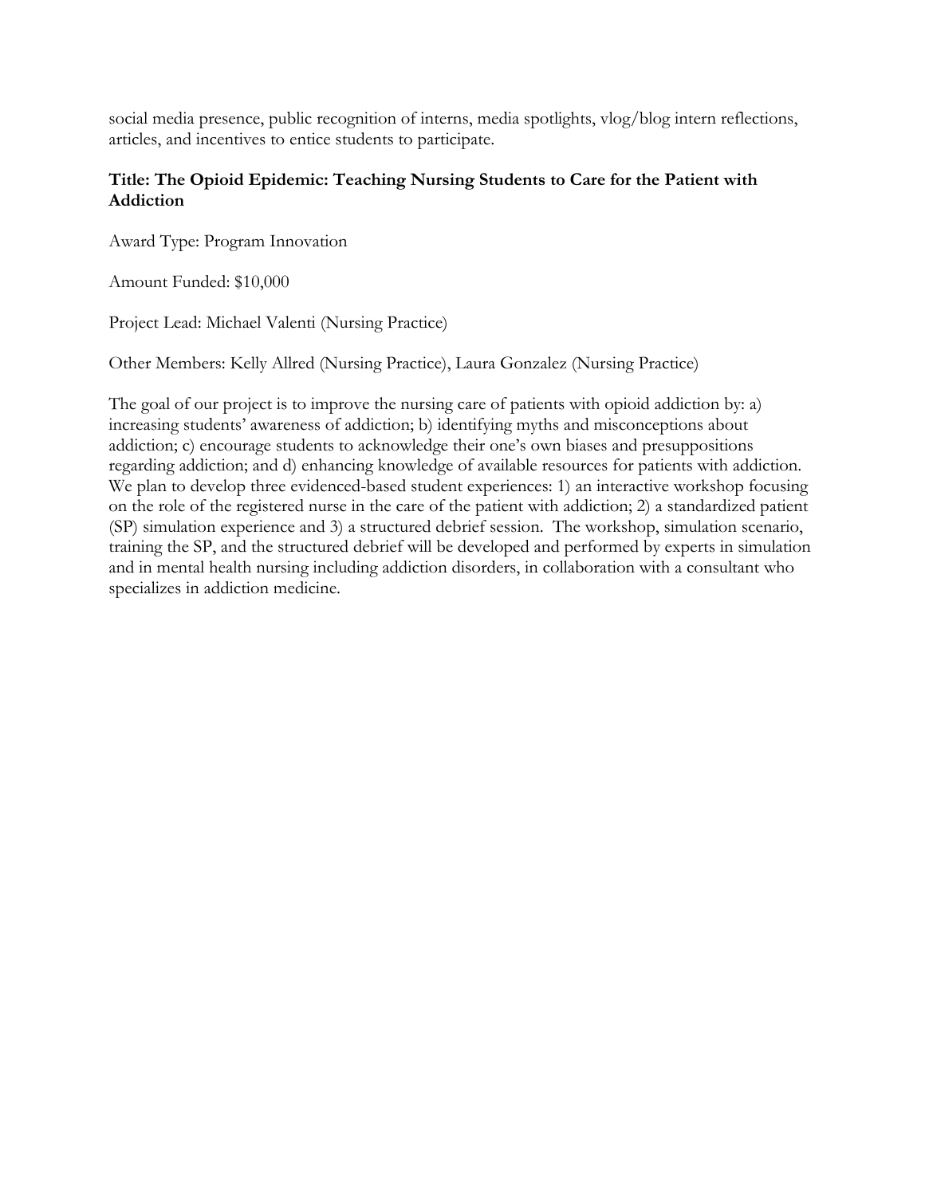social media presence, public recognition of interns, media spotlights, vlog/blog intern reflections, articles, and incentives to entice students to participate.

**Title: The Opioid Epidemic: Teaching Nursing Students to Care for the Patient with Addiction**

Award Type: Program Innovation

Amount Funded: $10,000

Project Lead: Michael Valenti (Nursing Practice)

Other Members: Kelly Allred (Nursing Practice), Laura Gonzalez (Nursing Practice)

The goal of our project is to improve the nursing care of patients with opioid addiction by: a) increasing students' awareness of addiction; b) identifying myths and misconceptions about addiction; c) encourage students to acknowledge their one's own biases and presuppositions regarding addiction; and d) enhancing knowledge of available resources for patients with addiction. We plan to develop three evidenced-based student experiences: 1) an interactive workshop focusing on the role of the registered nurse in the care of the patient with addiction; 2) a standardized patient (SP) simulation experience and 3) a structured debrief session. The workshop, simulation scenario, training the SP, and the structured debrief will be developed and performed by experts in simulation and in mental health nursing including addiction disorders, in collaboration with a consultant who specializes in addiction medicine.